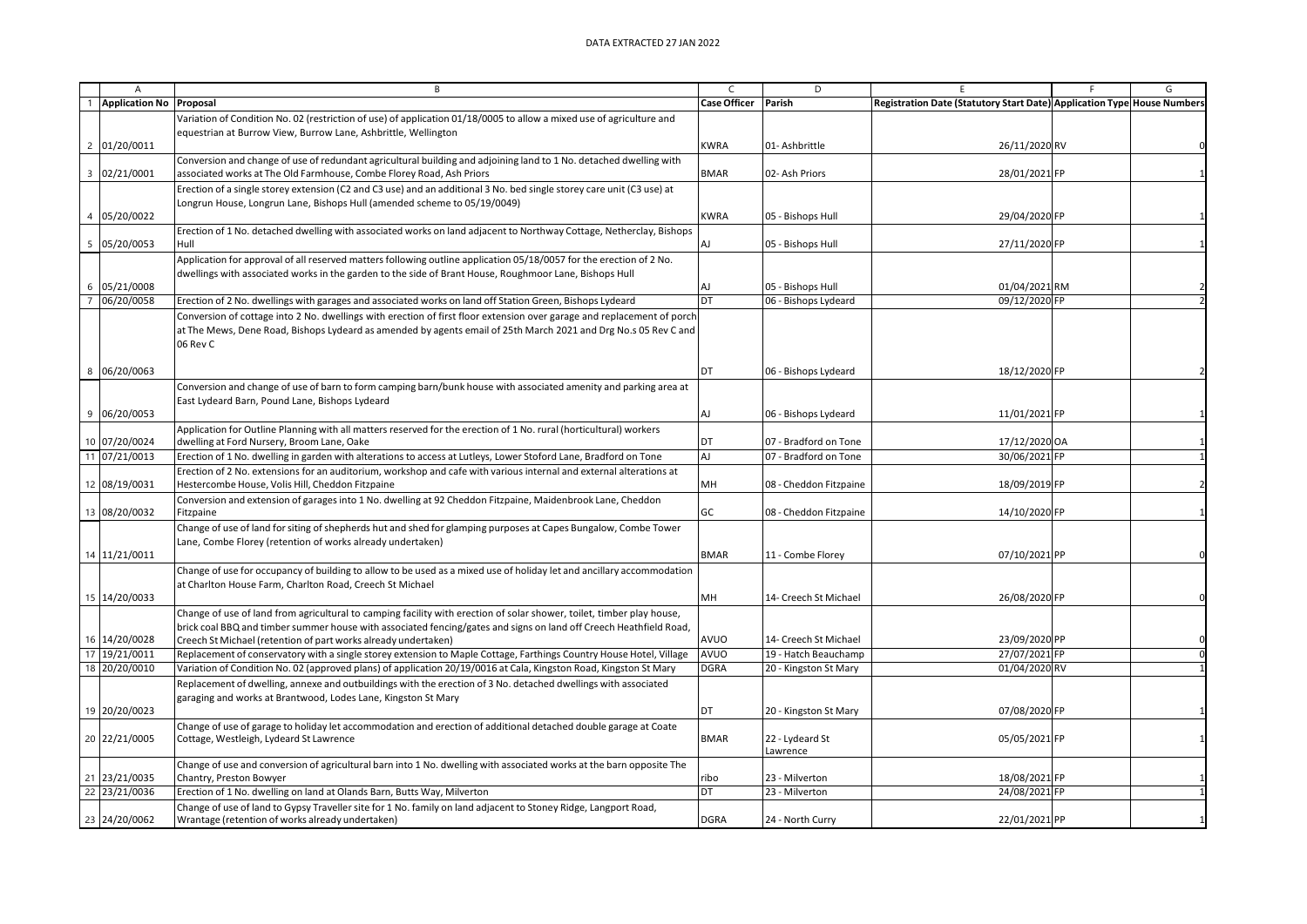DATA EXTRACTED 27 JAN 2022

| | A | B | C | D | E | F | G |
|---|---|---|---|---|---|---|---|
| 1 | Application No | Proposal | Case Officer | Parish | Registration Date (Statutory Start Date) | Application Type | House Numbers |
| 2 | 01/20/0011 | Variation of Condition No. 02 (restriction of use) of application 01/18/0005 to allow a mixed use of agriculture and equestrian at Burrow View, Burrow Lane, Ashbrittle, Wellington | KWRA | 01- Ashbrittle | 26/11/2020 | RV | 0 |
| 3 | 02/21/0001 | Conversion and change of use of redundant agricultural building and adjoining land to 1 No. detached dwelling with associated works at The Old Farmhouse, Combe Florey Road, Ash Priors | BMAR | 02- Ash Priors | 28/01/2021 | FP | 1 |
| 4 | 05/20/0022 | Erection of a single storey extension (C2 and C3 use) and an additional 3 No. bed single storey care unit (C3 use) at Longrun House, Longrun Lane, Bishops Hull (amended scheme to 05/19/0049) | KWRA | 05 - Bishops Hull | 29/04/2020 | FP | 1 |
| 5 | 05/20/0053 | Erection of 1 No. detached dwelling with associated works on land adjacent to Northway Cottage, Netherclay, Bishops Hull | AJ | 05 - Bishops Hull | 27/11/2020 | FP | 1 |
| 6 | 05/21/0008 | Application for approval of all reserved matters following outline application 05/18/0057 for the erection of 2 No. dwellings with associated works in the garden to the side of Brant House, Roughmoor Lane, Bishops Hull | AJ | 05 - Bishops Hull | 01/04/2021 | RM | 2 |
| 7 | 06/20/0058 | Erection of 2 No. dwellings with garages and associated works on land off Station Green, Bishops Lydeard | DT | 06 - Bishops Lydeard | 09/12/2020 | FP | 2 |
| 8 | 06/20/0063 | Conversion of cottage into 2 No. dwellings with erection of first floor extension over garage and replacement of porch at The Mews, Dene Road, Bishops Lydeard as amended by agents email of 25th March 2021 and Drg No.s 05 Rev C and 06 Rev C | DT | 06 - Bishops Lydeard | 18/12/2020 | FP | 2 |
| 9 | 06/20/0053 | Conversion and change of use of barn to form camping barn/bunk house with associated amenity and parking area at East Lydeard Barn, Pound Lane, Bishops Lydeard | AJ | 06 - Bishops Lydeard | 11/01/2021 | FP | 1 |
| 10 | 07/20/0024 | Application for Outline Planning with all matters reserved for the erection of 1 No. rural (horticultural) workers dwelling at Ford Nursery, Broom Lane, Oake | DT | 07 - Bradford on Tone | 17/12/2020 | OA | 1 |
| 11 | 07/21/0013 | Erection of 1 No. dwelling in garden with alterations to access at Lutleys, Lower Stoford Lane, Bradford on Tone | AJ | 07 - Bradford on Tone | 30/06/2021 | FP | 1 |
| 12 | 08/19/0031 | Erection of 2 No. extensions for an auditorium, workshop and cafe with various internal and external alterations at Hestercombe House, Volis Hill, Cheddon Fitzpaine | MH | 08 - Cheddon Fitzpaine | 18/09/2019 | FP | 2 |
| 13 | 08/20/0032 | Conversion and extension of garages into 1 No. dwelling at 92 Cheddon Fitzpaine, Maidenbrook Lane, Cheddon Fitzpaine | GC | 08 - Cheddon Fitzpaine | 14/10/2020 | FP | 1 |
| 14 | 11/21/0011 | Change of use of land for siting of shepherds hut and shed for glamping purposes at Capes Bungalow, Combe Tower Lane, Combe Florey (retention of works already undertaken) | BMAR | 11 - Combe Florey | 07/10/2021 | PP | 0 |
| 15 | 14/20/0033 | Change of use for occupancy of building to allow to be used as a mixed use of holiday let and ancillary accommodation at Charlton House Farm, Charlton Road, Creech St Michael | MH | 14- Creech St Michael | 26/08/2020 | FP | 0 |
| 16 | 14/20/0028 | Change of use of land from agricultural to camping facility with erection of solar shower, toilet, timber play house, brick coal BBQ and timber summer house with associated fencing/gates and signs on land off Creech Heathfield Road, Creech St Michael (retention of part works already undertaken) | AVUO | 14- Creech St Michael | 23/09/2020 | PP | 0 |
| 17 | 19/21/0011 | Replacement of conservatory with a single storey extension to Maple Cottage, Farthings Country House Hotel, Village | AVUO | 19 - Hatch Beauchamp | 27/07/2021 | FP | 0 |
| 18 | 20/20/0010 | Variation of Condition No. 02 (approved plans) of application 20/19/0016 at Cala, Kingston Road, Kingston St Mary | DGRA | 20 - Kingston St Mary | 01/04/2020 | RV | 1 |
| 19 | 20/20/0023 | Replacement of dwelling, annexe and outbuildings with the erection of 3 No. detached dwellings with associated garaging and works at Brantwood, Lodes Lane, Kingston St Mary | DT | 20 - Kingston St Mary | 07/08/2020 | FP | 1 |
| 20 | 22/21/0005 | Change of use of garage to holiday let accommodation and erection of additional detached double garage at Coate Cottage, Westleigh, Lydeard St Lawrence | BMAR | 22 - Lydeard St Lawrence | 05/05/2021 | FP | 1 |
| 21 | 23/21/0035 | Change of use and conversion of agricultural barn into 1 No. dwelling with associated works at the barn opposite The Chantry, Preston Bowyer | ribo | 23 - Milverton | 18/08/2021 | FP | 1 |
| 22 | 23/21/0036 | Erection of 1 No. dwelling on land at Olands Barn, Butts Way, Milverton | DT | 23 - Milverton | 24/08/2021 | FP | 1 |
| 23 | 24/20/0062 | Change of use of land to Gypsy Traveller site for 1 No. family on land adjacent to Stoney Ridge, Langport Road, Wrantage (retention of works already undertaken) | DGRA | 24 - North Curry | 22/01/2021 | PP | 1 |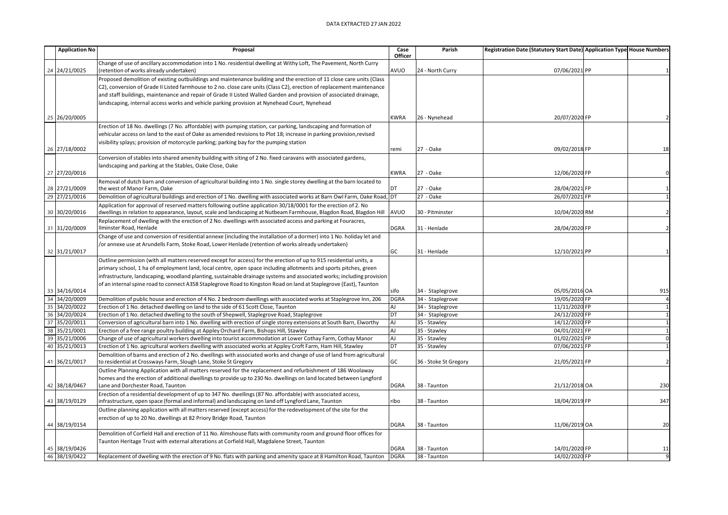DATA EXTRACTED 27 JAN 2022

| | Application No | Proposal | Case Officer | Parish | Registration Date (Statutory Start Date) | Application Type | House Numbers |
|---|---|---|---|---|---|---|---|
| 24 | 24/21/0025 | Change of use of ancillary accommodation into 1 No. residential dwelling at Withy Loft, The Pavement, North Curry (retention of works already undertaken) | AVUO | 24 - North Curry | 07/06/2021 | PP | 1 |
| 25 | 26/20/0005 | Proposed demolition of existing outbuildings and maintenance building and the erection of 11 close care units (Class C2), conversion of Grade II Listed farmhouse to 2 no. close care units (Class C2), erection of replacement maintenance and staff buildings, maintenance and repair of Grade II Listed Walled Garden and provision of associated drainage, landscaping, internal access works and vehicle parking provision at Nynehead Court, Nynehead | KWRA | 26 - Nynehead | 20/07/2020 | FP | 2 |
| 26 | 27/18/0002 | Erection of 18 No. dwellings (7 No. affordable) with pumping station, car parking, landscaping and formation of vehicular access on land to the east of Oake as amended revisions to Plot 18; increase in parking provision,revised visibility splays; provision of motorcycle parking; parking bay for the pumping station | remi | 27 - Oake | 09/02/2018 | FP | 18 |
| 27 | 27/20/0016 | Conversion of stables into shared amenity building with siting of 2 No. fixed caravans with associated gardens, landscaping and parking at the Stables, Oake Close, Oake | KWRA | 27 - Oake | 12/06/2020 | FP | 0 |
| 28 | 27/21/0009 | Removal of dutch barn and conversion of agricultural building into 1 No. single storey dwelling at the barn located to the west of Manor Farm, Oake | DT | 27 - Oake | 28/04/2021 | FP | 1 |
| 29 | 27/21/0016 | Demolition of agricultural buildings and erection of 1 No. dwelling with associated works at Barn Owl Farm, Oake Road, | DT | 27 - Oake | 26/07/2021 | FP | 1 |
| 30 | 30/20/0016 | Application for approval of reserved matters following outline application 30/18/0001 for the erection of 2. No dwellings in relation to appearance, layout, scale and landscaping at Nutbeam Farmhouse, Blagdon Road, Blagdon Hill | AVUO | 30 - Pitminster | 10/04/2020 | RM | 2 |
| 31 | 31/20/0009 | Replacement of dwelling with the erection of 2 No. dwellings with associated access and parking at Fouracres, Ilminster Road, Henlade | DGRA | 31 - Henlade | 28/04/2020 | FP | 2 |
| 32 | 31/21/0017 | Change of use and conversion of residential annexe (including the installation of a dormer) into 1 No. holiday let and /or annexe use at Arundells Farm, Stoke Road, Lower Henlade (retention of works already undertaken) | GC | 31 - Henlade | 12/10/2021 | PP | 1 |
| 33 | 34/16/0014 | Outline permission (with all matters reserved except for access) for the erection of up to 915 residential units, a primary school, 1 ha of employment land, local centre, open space including allotments and sports pitches, green infrastructure, landscaping, woodland planting, sustainable drainage systems and associated works; including provision of an internal spine road to connect A358 Staplegrove Road to Kingston Road on land at Staplegrove (East), Taunton | sifo | 34 - Staplegrove | 05/05/2016 | OA | 915 |
| 34 | 34/20/0009 | Demolition of public house and erection of 4 No. 2 bedroom dwellings with associated works at Staplegrove Inn, 206 | DGRA | 34 - Staplegrove | 19/05/2020 | FP | 4 |
| 35 | 34/20/0022 | Erection of 1 No. detached dwelling on land to the side of 61 Scott Close, Taunton | AJ | 34 - Staplegrove | 11/11/2020 | FP | 1 |
| 36 | 34/20/0024 | Erection of 1 No. detached dwelling to the south of Shepwell, Staplegrove Road, Staplegrove | DT | 34 - Staplegrove | 24/12/2020 | FP | 1 |
| 37 | 35/20/0011 | Conversion of agricultural barn into 1 No. dwelling with erection of single storey extensions at South Barn, Elworthy | AJ | 35 - Stawley | 14/12/2020 | FP | 1 |
| 38 | 35/21/0001 | Erection of a free range poultry building at Appley Orchard Farm, Bishops Hill, Stawley | AJ | 35 - Stawley | 04/01/2021 | FP | 1 |
| 39 | 35/21/0006 | Change of use of agricultural workers dwelling into tourist accommodation at Lower Cothay Farm, Cothay Manor | AJ | 35 - Stawley | 01/02/2021 | FP | 0 |
| 40 | 35/21/0013 | Erection of 1 No. agricultural workers dwelling with associated works at Appley Croft Farm, Ham Hill, Stawley | DT | 35 - Stawley | 07/06/2021 | FP | 1 |
| 41 | 36/21/0017 | Demolition of barns and erection of 2 No. dwellings with associated works and change of use of land from agricultural to residential at Crossways Farm, Slough Lane, Stoke St Gregory | GC | 36 - Stoke St Gregory | 21/05/2021 | FP | 2 |
| 42 | 38/18/0467 | Outline Planning Application with all matters reserved for the replacement and refurbishment of 186 Woolaway homes and the erection of additional dwellings to provide up to 230 No. dwellings on land located between Lyngford Lane and Dorchester Road, Taunton | DGRA | 38 - Taunton | 21/12/2018 | OA | 230 |
| 43 | 38/19/0129 | Erection of a residential development of up to 347 No. dwellings (87 No. affordable) with associated access, infrastructure, open space (formal and informal) and landscaping on land off Lyngford Lane, Taunton | ribo | 38 - Taunton | 18/04/2019 | FP | 347 |
| 44 | 38/19/0154 | Outline planning application with all matters reserved (except access) for the redevelopment of the site for the erection of up to 20 No. dwellings at 82 Priory Bridge Road, Taunton | DGRA | 38 - Taunton | 11/06/2019 | OA | 20 |
| 45 | 38/19/0426 | Demolition of Corfield Hall and erection of 11 No. Almshouse flats with community room and ground floor offices for Taunton Heritage Trust with external alterations at Corfield Hall, Magdalene Street, Taunton | DGRA | 38 - Taunton | 14/01/2020 | FP | 11 |
| 46 | 38/19/0422 | Replacement of dwelling with the erection of 9 No. flats with parking and amenity space at 8 Hamilton Road, Taunton | DGRA | 38 - Taunton | 14/02/2020 | FP | 9 |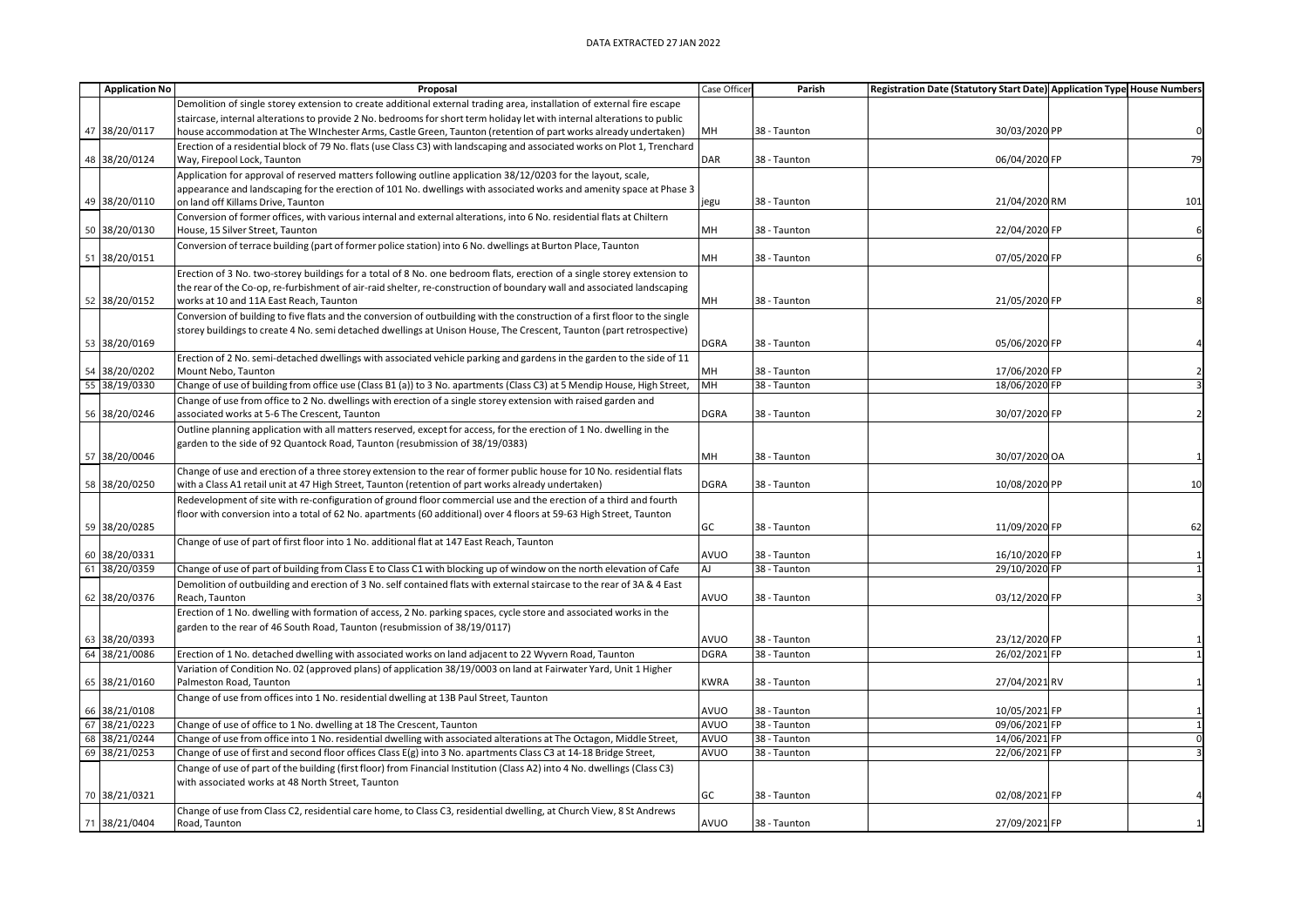DATA EXTRACTED 27 JAN 2022

| | Application No | Proposal | Case Officer | Parish | Registration Date (Statutory Start Date) | Application Type | House Numbers |
|---|---|---|---|---|---|---|---|
| 47 | 38/20/0117 | Demolition of single storey extension to create additional external trading area, installation of external fire escape staircase, internal alterations to provide 2 No. bedrooms for short term holiday let with internal alterations to public house accommodation at The WInchester Arms, Castle Green, Taunton (retention of part works already undertaken) | MH | 38 - Taunton | 30/03/2020 | PP | 0 |
| 48 | 38/20/0124 | Erection of a residential block of 79 No. flats (use Class C3) with landscaping and associated works on Plot 1, Trenchard Way, Firepool Lock, Taunton | DAR | 38 - Taunton | 06/04/2020 | FP | 79 |
| 49 | 38/20/0110 | Application for approval of reserved matters following outline application 38/12/0203 for the layout, scale, appearance and landscaping for the erection of 101 No. dwellings with associated works and amenity space at Phase 3 on land off Killams Drive, Taunton | jegu | 38 - Taunton | 21/04/2020 | RM | 101 |
| 50 | 38/20/0130 | Conversion of former offices, with various internal and external alterations, into 6 No. residential flats at Chiltern House, 15 Silver Street, Taunton | MH | 38 - Taunton | 22/04/2020 | FP | 6 |
| 51 | 38/20/0151 | Conversion of terrace building (part of former police station) into 6 No. dwellings at Burton Place, Taunton | MH | 38 - Taunton | 07/05/2020 | FP | 6 |
| 52 | 38/20/0152 | Erection of 3 No. two-storey buildings for a total of 8 No. one bedroom flats, erection of a single storey extension to the rear of the Co-op, re-furbishment of air-raid shelter, re-construction of boundary wall and associated landscaping works at 10 and 11A East Reach, Taunton | MH | 38 - Taunton | 21/05/2020 | FP | 8 |
| 53 | 38/20/0169 | Conversion of building to five flats and the conversion of outbuilding with the construction of a first floor to the single storey buildings to create 4 No. semi detached dwellings at Unison House, The Crescent, Taunton (part retrospective) | DGRA | 38 - Taunton | 05/06/2020 | FP | 4 |
| 54 | 38/20/0202 | Erection of 2 No. semi-detached dwellings with associated vehicle parking and gardens in the garden to the side of 11 Mount Nebo, Taunton | MH | 38 - Taunton | 17/06/2020 | FP | 2 |
| 55 | 38/19/0330 | Change of use of building from office use (Class B1 (a)) to 3 No. apartments (Class C3) at 5 Mendip House, High Street, | MH | 38 - Taunton | 18/06/2020 | FP | 3 |
| 56 | 38/20/0246 | Change of use from office to 2 No. dwellings with erection of a single storey extension with raised garden and associated works at 5-6 The Crescent, Taunton | DGRA | 38 - Taunton | 30/07/2020 | FP | 2 |
| 57 | 38/20/0046 | Outline planning application with all matters reserved, except for access, for the erection of 1 No. dwelling in the garden to the side of 92 Quantock Road, Taunton (resubmission of 38/19/0383) | MH | 38 - Taunton | 30/07/2020 | OA | 1 |
| 58 | 38/20/0250 | Change of use and erection of a three storey extension to the rear of former public house for 10 No. residential flats with a Class A1 retail unit at 47 High Street, Taunton (retention of part works already undertaken) | DGRA | 38 - Taunton | 10/08/2020 | PP | 10 |
| 59 | 38/20/0285 | Redevelopment of site with re-configuration of ground floor commercial use and the erection of a third and fourth floor with conversion into a total of 62 No. apartments (60 additional) over 4 floors at 59-63 High Street, Taunton | GC | 38 - Taunton | 11/09/2020 | FP | 62 |
| 60 | 38/20/0331 | Change of use of part of first floor into 1 No. additional flat at 147 East Reach, Taunton | AVUO | 38 - Taunton | 16/10/2020 | FP | 1 |
| 61 | 38/20/0359 | Change of use of part of building from Class E to Class C1 with blocking up of window on the north elevation of Cafe | AJ | 38 - Taunton | 29/10/2020 | FP | 1 |
| 62 | 38/20/0376 | Demolition of outbuilding and erection of 3 No. self contained flats with external staircase to the rear of 3A & 4 East Reach, Taunton | AVUO | 38 - Taunton | 03/12/2020 | FP | 3 |
| 63 | 38/20/0393 | Erection of 1 No. dwelling with formation of access, 2 No. parking spaces, cycle store and associated works in the garden to the rear of 46 South Road, Taunton (resubmission of 38/19/0117) | AVUO | 38 - Taunton | 23/12/2020 | FP | 1 |
| 64 | 38/21/0086 | Erection of 1 No. detached dwelling with associated works on land adjacent to 22 Wyvern Road, Taunton | DGRA | 38 - Taunton | 26/02/2021 | FP | 1 |
| 65 | 38/21/0160 | Variation of Condition No. 02 (approved plans) of application 38/19/0003 on land at Fairwater Yard, Unit 1 Higher Palmeston Road, Taunton | KWRA | 38 - Taunton | 27/04/2021 | RV | 1 |
| 66 | 38/21/0108 | Change of use from offices into 1 No. residential dwelling at 13B Paul Street, Taunton | AVUO | 38 - Taunton | 10/05/2021 | FP | 1 |
| 67 | 38/21/0223 | Change of use of office to 1 No. dwelling at 18 The Crescent, Taunton | AVUO | 38 - Taunton | 09/06/2021 | FP | 1 |
| 68 | 38/21/0244 | Change of use from office into 1 No. residential dwelling with associated alterations at The Octagon, Middle Street, | AVUO | 38 - Taunton | 14/06/2021 | FP | 0 |
| 69 | 38/21/0253 | Change of use of first and second floor offices Class E(g) into 3 No. apartments Class C3 at 14-18 Bridge Street, | AVUO | 38 - Taunton | 22/06/2021 | FP | 3 |
| 70 | 38/21/0321 | Change of use of part of the building (first floor) from Financial Institution (Class A2) into 4 No. dwellings (Class C3) with associated works at 48 North Street, Taunton | GC | 38 - Taunton | 02/08/2021 | FP | 4 |
| 71 | 38/21/0404 | Change of use from Class C2, residential care home, to Class C3, residential dwelling, at Church View, 8 St Andrews Road, Taunton | AVUO | 38 - Taunton | 27/09/2021 | FP | 1 |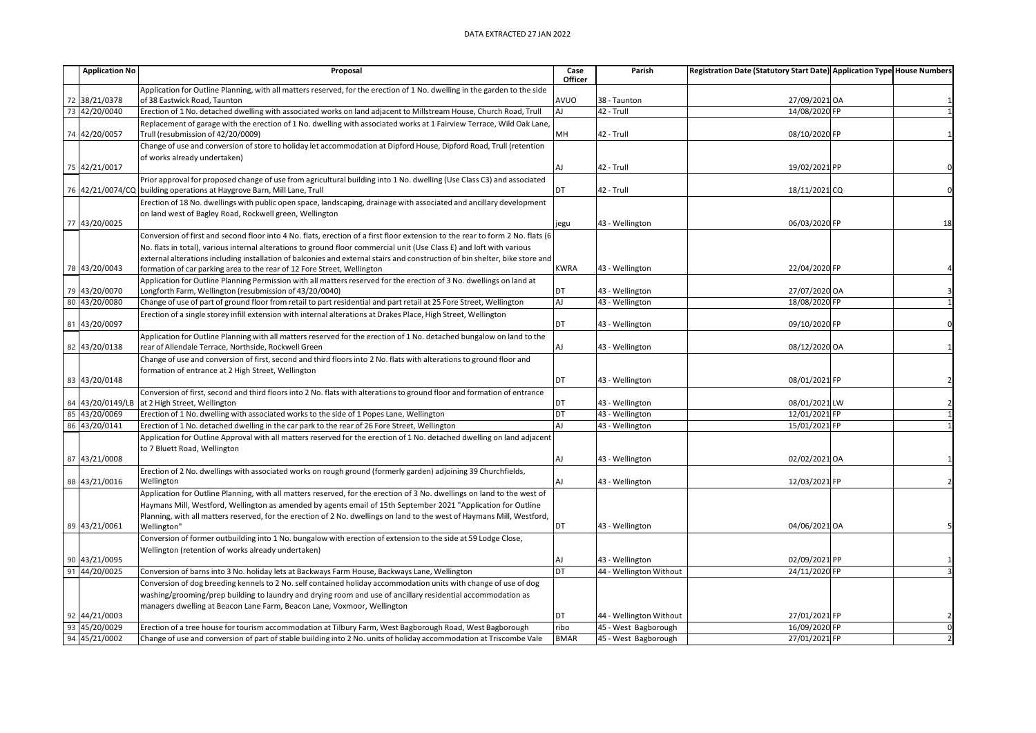DATA EXTRACTED 27 JAN 2022

| | Application No | Proposal | Case Officer | Parish | Registration Date (Statutory Start Date) | Application Type | House Numbers |
|---|---|---|---|---|---|---|---|
| 72 | 38/21/0378 | Application for Outline Planning, with all matters reserved, for the erection of 1 No. dwelling in the garden to the side of 38 Eastwick Road, Taunton | AVUO | 38 - Taunton | 27/09/2021 | OA | 1 |
| 73 | 42/20/0040 | Erection of 1 No. detached dwelling with associated works on land adjacent to Millstream House, Church Road, Trull | AJ | 42 - Trull | 14/08/2020 | FP | 1 |
| 74 | 42/20/0057 | Replacement of garage with the erection of 1 No. dwelling with associated works at 1 Fairview Terrace, Wild Oak Lane, Trull (resubmission of 42/20/0009) | MH | 42 - Trull | 08/10/2020 | FP | 1 |
| 75 | 42/21/0017 | Change of use and conversion of store to holiday let accommodation at Dipford House, Dipford Road, Trull (retention of works already undertaken) | AJ | 42 - Trull | 19/02/2021 | PP | 0 |
| 76 | 42/21/0074/CQ | Prior approval for proposed change of use from agricultural building into 1 No. dwelling (Use Class C3) and associated building operations at Haygrove Barn, Mill Lane, Trull | DT | 42 - Trull | 18/11/2021 | CQ | 0 |
| 77 | 43/20/0025 | Erection of 18 No. dwellings with public open space, landscaping, drainage with associated and ancillary development on land west of Bagley Road, Rockwell green, Wellington | jegu | 43 - Wellington | 06/03/2020 | FP | 18 |
| 78 | 43/20/0043 | Conversion of first and second floor into 4 No. flats, erection of a first floor extension to the rear to form 2 No. flats (6 No. flats in total), various internal alterations to ground floor commercial unit (Use Class E) and loft with various external alterations including installation of balconies and external stairs and construction of bin shelter, bike store and formation of car parking area to the rear of 12 Fore Street, Wellington | KWRA | 43 - Wellington | 22/04/2020 | FP | 4 |
| 79 | 43/20/0070 | Application for Outline Planning Permission with all matters reserved for the erection of 3 No. dwellings on land at Longforth Farm, Wellington (resubmission of 43/20/0040) | DT | 43 - Wellington | 27/07/2020 | OA | 3 |
| 80 | 43/20/0080 | Change of use of part of ground floor from retail to part residential and part retail at 25 Fore Street, Wellington | AJ | 43 - Wellington | 18/08/2020 | FP | 1 |
| 81 | 43/20/0097 | Erection of a single storey infill extension with internal alterations at Drakes Place, High Street, Wellington | DT | 43 - Wellington | 09/10/2020 | FP | 0 |
| 82 | 43/20/0138 | Application for Outline Planning with all matters reserved for the erection of 1 No. detached bungalow on land to the rear of Allendale Terrace, Northside, Rockwell Green | AJ | 43 - Wellington | 08/12/2020 | OA | 1 |
| 83 | 43/20/0148 | Change of use and conversion of first, second and third floors into 2 No. flats with alterations to ground floor and formation of entrance at 2 High Street, Wellington | DT | 43 - Wellington | 08/01/2021 | FP | 2 |
| 84 | 43/20/0149/LB | Conversion of first, second and third floors into 2 No. flats with alterations to ground floor and formation of entrance at 2 High Street, Wellington | DT | 43 - Wellington | 08/01/2021 | LW | 2 |
| 85 | 43/20/0069 | Erection of 1 No. dwelling with associated works to the side of 1 Popes Lane, Wellington | DT | 43 - Wellington | 12/01/2021 | FP | 1 |
| 86 | 43/20/0141 | Erection of 1 No. detached dwelling in the car park to the rear of 26 Fore Street, Wellington | AJ | 43 - Wellington | 15/01/2021 | FP | 1 |
| 87 | 43/21/0008 | Application for Outline Approval with all matters reserved for the erection of 1 No. detached dwelling on land adjacent to 7 Bluett Road, Wellington | AJ | 43 - Wellington | 02/02/2021 | OA | 1 |
| 88 | 43/21/0016 | Erection of 2 No. dwellings with associated works on rough ground (formerly garden) adjoining 39 Churchfields, Wellington | AJ | 43 - Wellington | 12/03/2021 | FP | 2 |
| 89 | 43/21/0061 | Application for Outline Planning, with all matters reserved, for the erection of 3 No. dwellings on land to the west of Haymans Mill, Westford, Wellington as amended by agents email of 15th September 2021 "Application for Outline Planning, with all matters reserved, for the erection of 2 No. dwellings on land to the west of Haymans Mill, Westford, Wellington" | DT | 43 - Wellington | 04/06/2021 | OA | 5 |
| 90 | 43/21/0095 | Conversion of former outbuilding into 1 No. bungalow with erection of extension to the side at 59 Lodge Close, Wellington (retention of works already undertaken) | AJ | 43 - Wellington | 02/09/2021 | PP | 1 |
| 91 | 44/20/0025 | Conversion of barns into 3 No. holiday lets at Backways Farm House, Backways Lane, Wellington | DT | 44 - Wellington Without | 24/11/2020 | FP | 3 |
| 92 | 44/21/0003 | Conversion of dog breeding kennels to 2 No. self contained holiday accommodation units with change of use of dog washing/grooming/prep building to laundry and drying room and use of ancillary residential accommodation as managers dwelling at Beacon Lane Farm, Beacon Lane, Voxmoor, Wellington | DT | 44 - Wellington Without | 27/01/2021 | FP | 2 |
| 93 | 45/20/0029 | Erection of a tree house for tourism accommodation at Tilbury Farm, West Bagborough Road, West Bagborough | ribo | 45 - West Bagborough | 16/09/2020 | FP | 0 |
| 94 | 45/21/0002 | Change of use and conversion of part of stable building into 2 No. units of holiday accommodation at Triscombe Vale | BMAR | 45 - West Bagborough | 27/01/2021 | FP | 2 |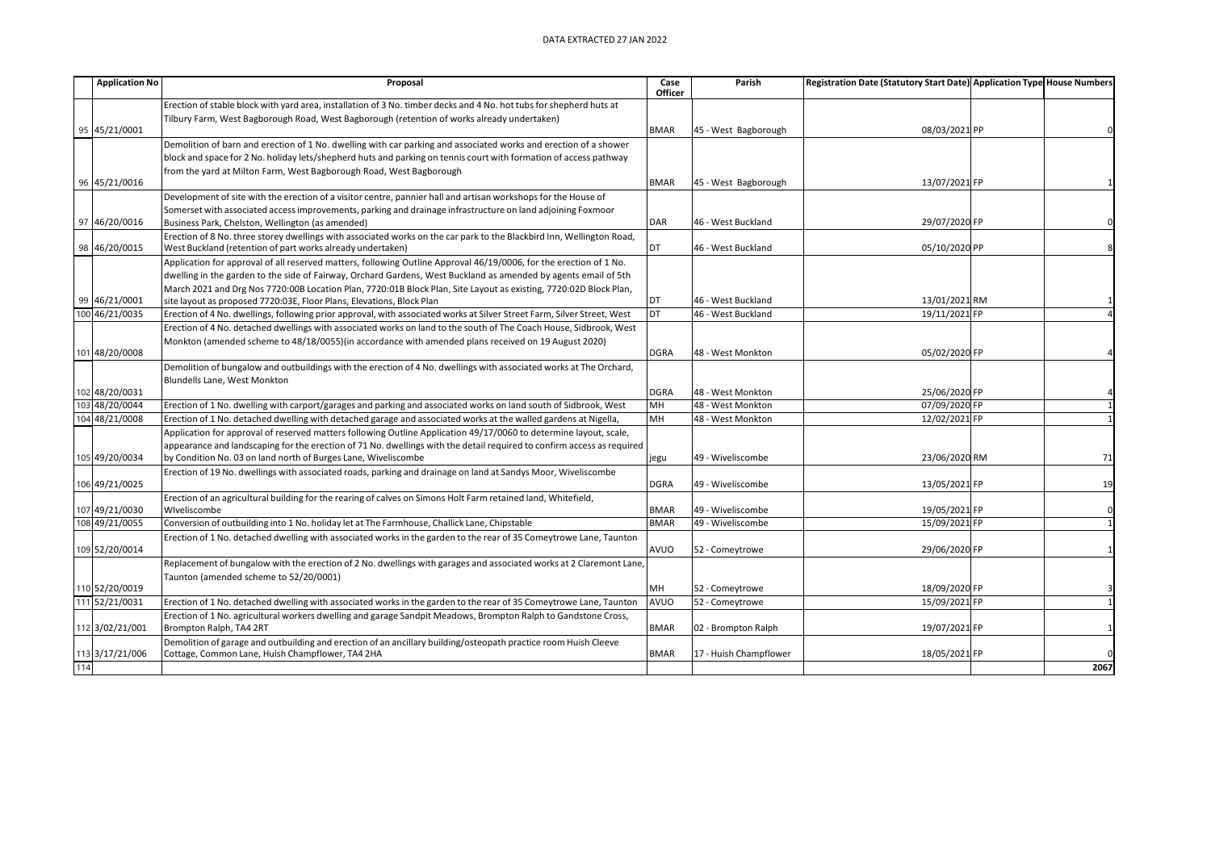DATA EXTRACTED 27 JAN 2022

| | Application No | Proposal | Case Officer | Parish | Registration Date (Statutory Start Date) | Application Type | House Numbers |
|---|---|---|---|---|---|---|---|
| 95 | 45/21/0001 | Erection of stable block with yard area, installation of 3 No. timber decks and 4 No. hot tubs for shepherd huts at Tilbury Farm, West Bagborough Road, West Bagborough (retention of works already undertaken) | BMAR | 45 - West Bagborough | 08/03/2021 | PP | 0 |
| 96 | 45/21/0016 | Demolition of barn and erection of 1 No. dwelling with car parking and associated works and erection of a shower block and space for 2 No. holiday lets/shepherd huts and parking on tennis court with formation of access pathway from the yard at Milton Farm, West Bagborough Road, West Bagborough | BMAR | 45 - West Bagborough | 13/07/2021 | FP | 1 |
| 97 | 46/20/0016 | Development of site with the erection of a visitor centre, pannier hall and artisan workshops for the House of Somerset with associated access improvements, parking and drainage infrastructure on land adjoining Foxmoor Business Park, Chelston, Wellington (as amended) | DAR | 46 - West Buckland | 29/07/2020 | FP | 0 |
| 98 | 46/20/0015 | Erection of 8 No. three storey dwellings with associated works on the car park to the Blackbird Inn, Wellington Road, West Buckland (retention of part works already undertaken) | DT | 46 - West Buckland | 05/10/2020 | PP | 8 |
| 99 | 46/21/0001 | Application for approval of all reserved matters, following Outline Approval 46/19/0006, for the erection of 1 No. dwelling in the garden to the side of Fairway, Orchard Gardens, West Buckland as amended by agents email of 5th March 2021 and Drg Nos 7720:00B Location Plan, 7720:01B Block Plan, Site Layout as existing, 7720:02D Block Plan, site layout as proposed 7720:03E, Floor Plans, Elevations, Block Plan | DT | 46 - West Buckland | 13/01/2021 | RM | 1 |
| 100 | 46/21/0035 | Erection of 4 No. dwellings, following prior approval, with associated works at Silver Street Farm, Silver Street, West | DT | 46 - West Buckland | 19/11/2021 | FP | 4 |
| 101 | 48/20/0008 | Erection of 4 No. detached dwellings with associated works on land to the south of The Coach House, Sidbrook, West Monkton (amended scheme to 48/18/0055)(in accordance with amended plans received on 19 August 2020) | DGRA | 48 - West Monkton | 05/02/2020 | FP | 4 |
| 102 | 48/20/0031 | Demolition of bungalow and outbuildings with the erection of 4 No. dwellings with associated works at The Orchard, Blundells Lane, West Monkton | DGRA | 48 - West Monkton | 25/06/2020 | FP | 4 |
| 103 | 48/20/0044 | Erection of 1 No. dwelling with carport/garages and parking and associated works on land south of Sidbrook, West | MH | 48 - West Monkton | 07/09/2020 | FP | 1 |
| 104 | 48/21/0008 | Erection of 1 No. detached dwelling with detached garage and associated works at the walled gardens at Nigella, | MH | 48 - West Monkton | 12/02/2021 | FP | 1 |
| 105 | 49/20/0034 | Application for approval of reserved matters following Outline Application 49/17/0060 to determine layout, scale, appearance and landscaping for the erection of 71 No. dwellings with the detail required to confirm access as required by Condition No. 03 on land north of Burges Lane, Wiveliscombe | jegu | 49 - Wiveliscombe | 23/06/2020 | RM | 71 |
| 106 | 49/21/0025 | Erection of 19 No. dwellings with associated roads, parking and drainage on land at Sandys Moor, Wiveliscombe | DGRA | 49 - Wiveliscombe | 13/05/2021 | FP | 19 |
| 107 | 49/21/0030 | Erection of an agricultural building for the rearing of calves on Simons Holt Farm retained land, Whitefield, WIveliscombe | BMAR | 49 - Wiveliscombe | 19/05/2021 | FP | 0 |
| 108 | 49/21/0055 | Conversion of outbuilding into 1 No. holiday let at The Farmhouse, Challick Lane, Chipstable | BMAR | 49 - Wiveliscombe | 15/09/2021 | FP | 1 |
| 109 | 52/20/0014 | Erection of 1 No. detached dwelling with associated works in the garden to the rear of 35 Comeytrowe Lane, Taunton | AVUO | 52 - Comeytrowe | 29/06/2020 | FP | 1 |
| 110 | 52/20/0019 | Replacement of bungalow with the erection of 2 No. dwellings with garages and associated works at 2 Claremont Lane, Taunton (amended scheme to 52/20/0001) | MH | 52 - Comeytrowe | 18/09/2020 | FP | 3 |
| 111 | 52/21/0031 | Erection of 1 No. detached dwelling with associated works in the garden to the rear of 35 Comeytrowe Lane, Taunton | AVUO | 52 - Comeytrowe | 15/09/2021 | FP | 1 |
| 112 | 3/02/21/001 | Erection of 1 No. agricultural workers dwelling and garage Sandpit Meadows, Brompton Ralph to Gandstone Cross, Brompton Ralph, TA4 2RT | BMAR | 02 - Brompton Ralph | 19/07/2021 | FP | 1 |
| 113 | 3/17/21/006 | Demolition of garage and outbuilding and erection of an ancillary building/osteopath practice room Huish Cleeve Cottage, Common Lane, Huish Champflower, TA4 2HA | BMAR | 17 - Huish Champflower | 18/05/2021 | FP | 0 |
| 114 | | | | | | | **2067** |